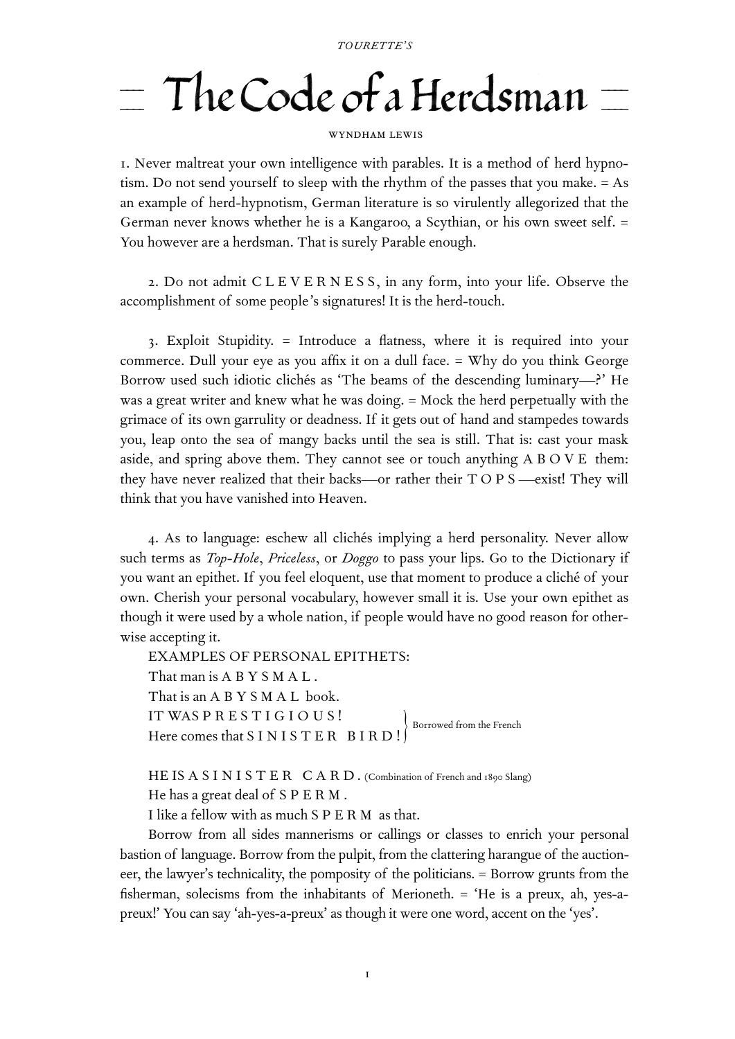*TOURETTE'S*

# The Code of a Herdsman

WYNDHAM LEWIS

1. Never maltreat your own intelligence with parables. It is a method of herd hypnotism. Do not send yourself to sleep with the rhythm of the passes that you make. = As an example of herd-hypnotism, German literature is so virulently allegorized that the German never knows whether he is a Kangaroo, a Scythian, or his own sweet self. = You however are a herdsman. That is surely Parable enough.

2. Do not admit C L E V E R N E S S, in any form, into your life. Observe the accomplishment of some people's signatures! It is the herd-touch.

3. Exploit Stupidity. = Introduce a flatness, where it is required into your commerce. Dull your eye as you affix it on a dull face. = Why do you think George Borrow used such idiotic clichés as 'The beams of the descending luminary—?' He was a great writer and knew what he was doing. = Mock the herd perpetually with the grimace of its own garrulity or deadness. If it gets out of hand and stampedes towards you, leap onto the sea of mangy backs until the sea is still. That is: cast your mask aside, and spring above them. They cannot see or touch anything A B O V E them: they have never realized that their backs—or rather their T O P S—exist! They will think that you have vanished into Heaven.

4. As to language: eschew all clichés implying a herd personality. Never allow such terms as *Top-Hole*, *Priceless*, or *Doggo* to pass your lips. Go to the Dictionary if you want an epithet. If you feel eloquent, use that moment to produce a cliché of your own. Cherish your personal vocabulary, however small it is. Use your own epithet as though it were used by a whole nation, if people would have no good reason for otherwise accepting it.

EXAMPLES OF PERSONAL EPITHETS:
That man is A B Y S M A L.
That is an A B Y S M A L book.
IT WAS P R E S T I G I O U S! } Borrowed from the French
Here comes that S I N I S T E R B I R D! }

HE IS A S I N I S T E R C A R D. (Combination of French and 1890 Slang)
He has a great deal of S P E R M.
I like a fellow with as much S P E R M as that.

Borrow from all sides mannerisms or callings or classes to enrich your personal bastion of language. Borrow from the pulpit, from the clattering harangue of the auctioneer, the lawyer's technicality, the pomposity of the politicians. = Borrow grunts from the fisherman, solecisms from the inhabitants of Merioneth. = 'He is a preux, ah, yes-a-preux!' You can say 'ah-yes-a-preux' as though it were one word, accent on the 'yes'.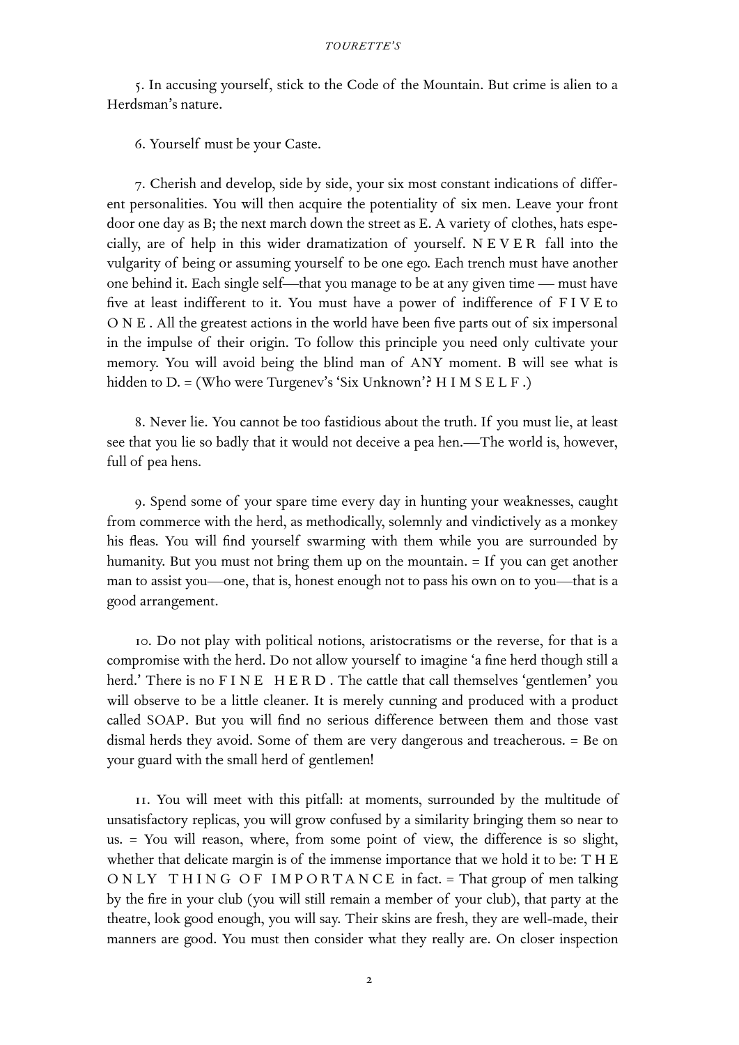5. In accusing yourself, stick to the Code of the Mountain. But crime is alien to a Herdsman's nature.

6. Yourself must be your Caste.

7. Cherish and develop, side by side, your six most constant indications of different personalities. You will then acquire the potentiality of six men. Leave your front door one day as B; the next march down the street as E. A variety of clothes, hats especially, are of help in this wider dramatization of yourself. N E V E R fall into the vulgarity of being or assuming yourself to be one ego. Each trench must have another one behind it. Each single self—that you manage to be at any given time — must have five at least indifferent to it. You must have a power of indifference of F I V E to O N E . All the greatest actions in the world have been five parts out of six impersonal in the impulse of their origin. To follow this principle you need only cultivate your memory. You will avoid being the blind man of ANY moment. B will see what is hidden to D. = (Who were Turgenev's 'Six Unknown'? H I M S E L F .)

8. Never lie. You cannot be too fastidious about the truth. If you must lie, at least see that you lie so badly that it would not deceive a pea hen.—The world is, however, full of pea hens.

9. Spend some of your spare time every day in hunting your weaknesses, caught from commerce with the herd, as methodically, solemnly and vindictively as a monkey his fleas. You will find yourself swarming with them while you are surrounded by humanity. But you must not bring them up on the mountain. = If you can get another man to assist you—one, that is, honest enough not to pass his own on to you—that is a good arrangement.

10. Do not play with political notions, aristocratisms or the reverse, for that is a compromise with the herd. Do not allow yourself to imagine 'a fine herd though still a herd.' There is no F I N E H E R D . The cattle that call themselves 'gentlemen' you will observe to be a little cleaner. It is merely cunning and produced with a product called SOAP. But you will find no serious difference between them and those vast dismal herds they avoid. Some of them are very dangerous and treacherous. = Be on your guard with the small herd of gentlemen!

11. You will meet with this pitfall: at moments, surrounded by the multitude of unsatisfactory replicas, you will grow confused by a similarity bringing them so near to us. = You will reason, where, from some point of view, the difference is so slight, whether that delicate margin is of the immense importance that we hold it to be: T H E O N LY T H I N G O F I M P O R T A N C E in fact. = That group of men talking by the fire in your club (you will still remain a member of your club), that party at the theatre, look good enough, you will say. Their skins are fresh, they are well-made, their manners are good. You must then consider what they really are. On closer inspection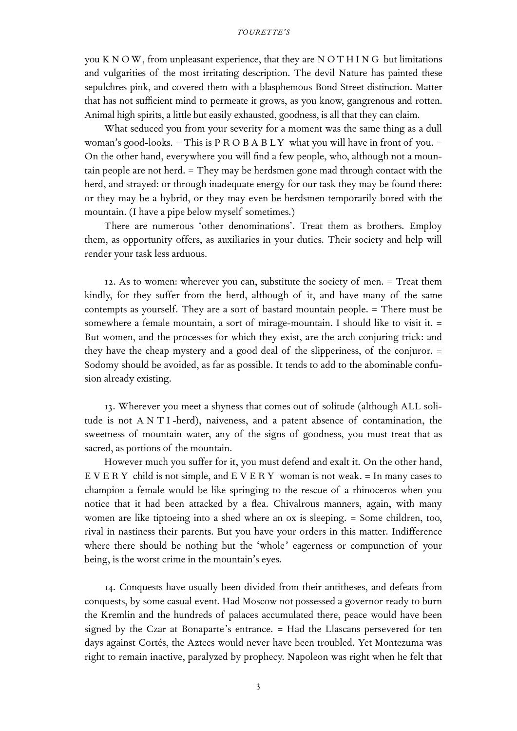you K N O W, from unpleasant experience, that they are N O T H I N G but limitations and vulgarities of the most irritating description. The devil Nature has painted these sepulchres pink, and covered them with a blasphemous Bond Street distinction. Matter that has not sufficient mind to permeate it grows, as you know, gangrenous and rotten. Animal high spirits, a little but easily exhausted, goodness, is all that they can claim.

What seduced you from your severity for a moment was the same thing as a dull woman's good-looks. = This is P R O B A B L Y what you will have in front of you. = On the other hand, everywhere you will find a few people, who, although not a mountain people are not herd. = They may be herdsmen gone mad through contact with the herd, and strayed: or through inadequate energy for our task they may be found there: or they may be a hybrid, or they may even be herdsmen temporarily bored with the mountain. (I have a pipe below myself sometimes.)

There are numerous 'other denominations'. Treat them as brothers. Employ them, as opportunity offers, as auxiliaries in your duties. Their society and help will render your task less arduous.

12. As to women: wherever you can, substitute the society of men. = Treat them kindly, for they suffer from the herd, although of it, and have many of the same contempts as yourself. They are a sort of bastard mountain people. = There must be somewhere a female mountain, a sort of mirage-mountain. I should like to visit it. = But women, and the processes for which they exist, are the arch conjuring trick: and they have the cheap mystery and a good deal of the slipperiness, of the conjuror. = Sodomy should be avoided, as far as possible. It tends to add to the abominable confusion already existing.

13. Wherever you meet a shyness that comes out of solitude (although ALL solitude is not A N T I -herd), naiveness, and a patent absence of contamination, the sweetness of mountain water, any of the signs of goodness, you must treat that as sacred, as portions of the mountain.

However much you suffer for it, you must defend and exalt it. On the other hand, E V E R Y child is not simple, and E V E R Y woman is not weak. = In many cases to champion a female would be like springing to the rescue of a rhinoceros when you notice that it had been attacked by a flea. Chivalrous manners, again, with many women are like tiptoeing into a shed where an ox is sleeping. = Some children, too, rival in nastiness their parents. But you have your orders in this matter. Indifference where there should be nothing but the 'whole' eagerness or compunction of your being, is the worst crime in the mountain's eyes.

14. Conquests have usually been divided from their antitheses, and defeats from conquests, by some casual event. Had Moscow not possessed a governor ready to burn the Kremlin and the hundreds of palaces accumulated there, peace would have been signed by the Czar at Bonaparte's entrance. = Had the Llascans persevered for ten days against Cortés, the Aztecs would never have been troubled. Yet Montezuma was right to remain inactive, paralyzed by prophecy. Napoleon was right when he felt that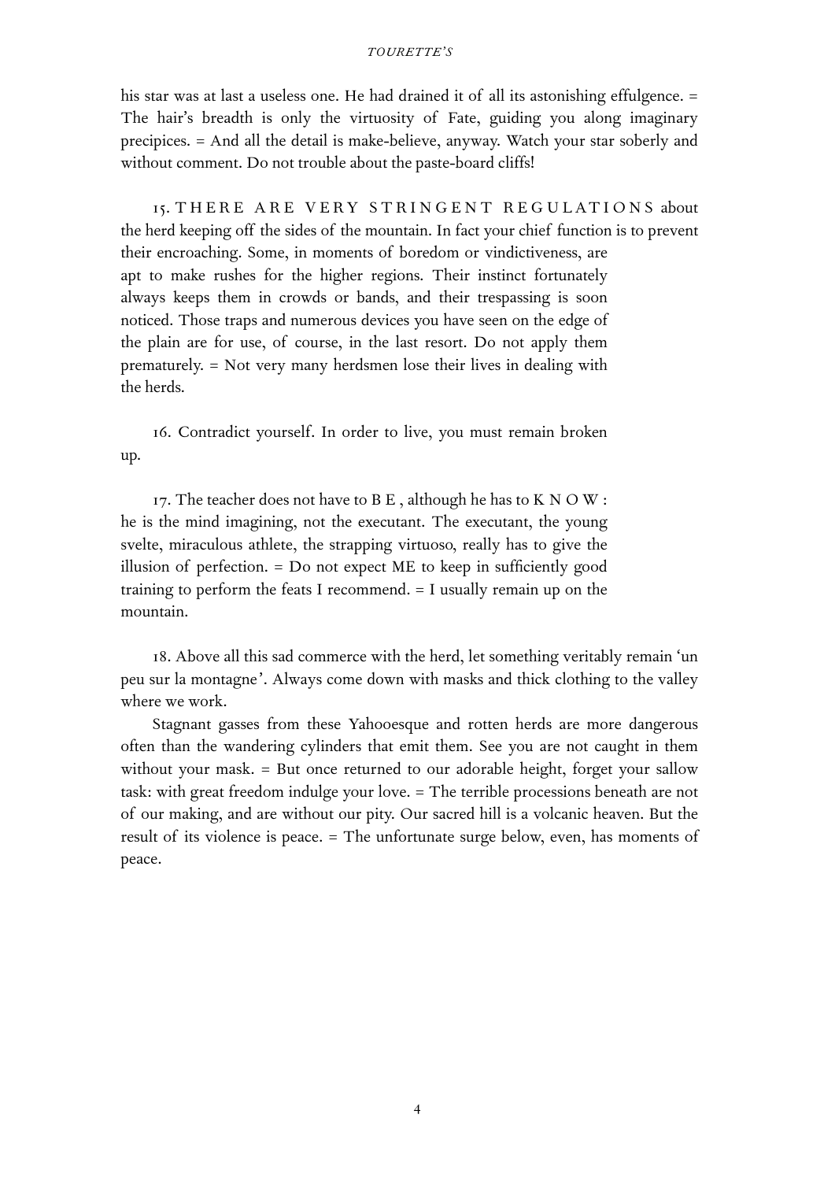his star was at last a useless one. He had drained it of all its astonishing effulgence. = The hair's breadth is only the virtuosity of Fate, guiding you along imaginary precipices. = And all the detail is make-believe, anyway. Watch your star soberly and without comment. Do not trouble about the paste-board cliffs!

15. THERE ARE VERY STRINGENT REGULATIONS about the herd keeping off the sides of the mountain. In fact your chief function is to prevent their encroaching. Some, in moments of boredom or vindictiveness, are apt to make rushes for the higher regions. Their instinct fortunately always keeps them in crowds or bands, and their trespassing is soon noticed. Those traps and numerous devices you have seen on the edge of the plain are for use, of course, in the last resort. Do not apply them prematurely. = Not very many herdsmen lose their lives in dealing with the herds.

16. Contradict yourself. In order to live, you must remain broken up.

17. The teacher does not have to B E, although he has to K N O W: he is the mind imagining, not the executant. The executant, the young svelte, miraculous athlete, the strapping virtuoso, really has to give the illusion of perfection. = Do not expect ME to keep in sufficiently good training to perform the feats I recommend. = I usually remain up on the mountain.

18. Above all this sad commerce with the herd, let something veritably remain 'un peu sur la montagne'. Always come down with masks and thick clothing to the valley where we work.

Stagnant gasses from these Yahooesque and rotten herds are more dangerous often than the wandering cylinders that emit them. See you are not caught in them without your mask. = But once returned to our adorable height, forget your sallow task: with great freedom indulge your love. = The terrible processions beneath are not of our making, and are without our pity. Our sacred hill is a volcanic heaven. But the result of its violence is peace. = The unfortunate surge below, even, has moments of peace.